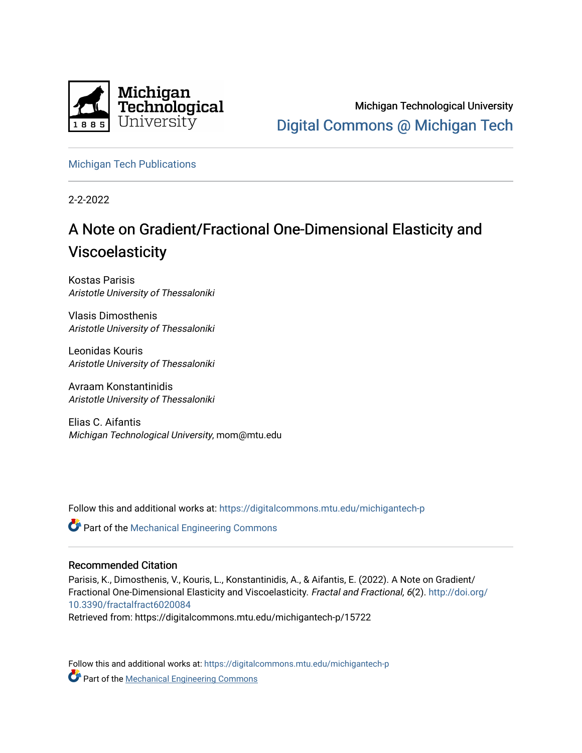Michigan Technological University

Digital Commons @ Michigan Tech

Michigan Tech Publications

2-2-2022

# A Note on Gradient/Fractional One-Dimensional Elasticity and Viscoelasticity

Kostas Parisis
*Aristotle University of Thessaloniki*

Vlasis Dimosthenis
*Aristotle University of Thessaloniki*

Leonidas Kouris
*Aristotle University of Thessaloniki*

Avraam Konstantinidis
*Aristotle University of Thessaloniki*

Elias C. Aifantis
*Michigan Technological University*, mom@mtu.edu

Follow this and additional works at: https://digitalcommons.mtu.edu/michigantech-p

Part of the Mechanical Engineering Commons

## Recommended Citation

Parisis, K., Dimosthenis, V., Kouris, L., Konstantinidis, A., & Aifantis, E. (2022). A Note on Gradient/Fractional One-Dimensional Elasticity and Viscoelasticity. *Fractal and Fractional, 6*(2). http://doi.org/10.3390/fractalfract6020084
Retrieved from: https://digitalcommons.mtu.edu/michigantech-p/15722

Follow this and additional works at: https://digitalcommons.mtu.edu/michigantech-p

Part of the Mechanical Engineering Commons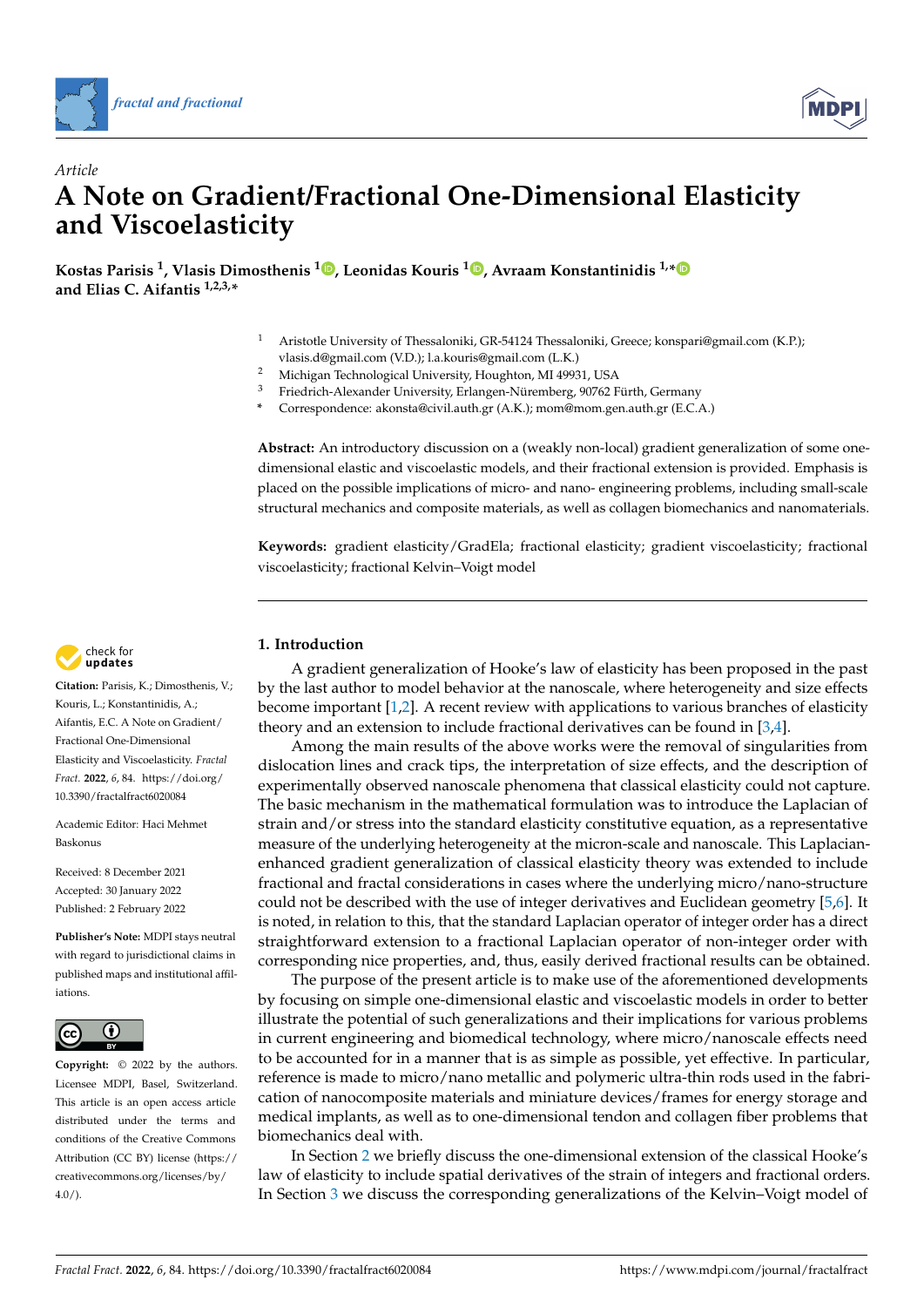# A Note on Gradient/Fractional One-Dimensional Elasticity and Viscoelasticity

**Kostas Parisis [1], Vlasis Dimosthenis [1], Leonidas Kouris [1], Avraam Konstantinidis [1,*] and Elias C. Aifantis [1,2,3,*]**

[1] Aristotle University of Thessaloniki, GR-54124 Thessaloniki, Greece; konspari@gmail.com (K.P.); vlasis.d@gmail.com (V.D.); l.a.kouris@gmail.com (L.K.)

[2] Michigan Technological University, Houghton, MI 49931, USA

[3] Friedrich-Alexander University, Erlangen-Nüremberg, 90762 Fürth, Germany

\* Correspondence: akonsta@civil.auth.gr (A.K.); mom@mom.gen.auth.gr (E.C.A.)

**Abstract:** An introductory discussion on a (weakly non-local) gradient generalization of some one-dimensional elastic and viscoelastic models, and their fractional extension is provided. Emphasis is placed on the possible implications of micro- and nano- engineering problems, including small-scale structural mechanics and composite materials, as well as collagen biomechanics and nanomaterials.

**Keywords:** gradient elasticity/GradEla; fractional elasticity; gradient viscoelasticity; fractional viscoelasticity; fractional Kelvin–Voigt model

**Citation:** Parisis, K.; Dimosthenis, V.; Kouris, L.; Konstantinidis, A.; Aifantis, E.C. A Note on Gradient/Fractional One-Dimensional Elasticity and Viscoelasticity. *Fractal Fract.* **2022**, *6*, 84. https://doi.org/10.3390/fractalfract6020084

Academic Editor: Haci Mehmet Baskonus

Received: 8 December 2021
Accepted: 30 January 2022
Published: 2 February 2022

**Publisher's Note:** MDPI stays neutral with regard to jurisdictional claims in published maps and institutional affiliations.

**Copyright:** © 2022 by the authors. Licensee MDPI, Basel, Switzerland. This article is an open access article distributed under the terms and conditions of the Creative Commons Attribution (CC BY) license (https://creativecommons.org/licenses/by/4.0/).

## 1. Introduction

A gradient generalization of Hooke's law of elasticity has been proposed in the past by the last author to model behavior at the nanoscale, where heterogeneity and size effects become important [1,2]. A recent review with applications to various branches of elasticity theory and an extension to include fractional derivatives can be found in [3,4].

Among the main results of the above works were the removal of singularities from dislocation lines and crack tips, the interpretation of size effects, and the description of experimentally observed nanoscale phenomena that classical elasticity could not capture. The basic mechanism in the mathematical formulation was to introduce the Laplacian of strain and/or stress into the standard elasticity constitutive equation, as a representative measure of the underlying heterogeneity at the micron-scale and nanoscale. This Laplacian-enhanced gradient generalization of classical elasticity theory was extended to include fractional and fractal considerations in cases where the underlying micro/nano-structure could not be described with the use of integer derivatives and Euclidean geometry [5,6]. It is noted, in relation to this, that the standard Laplacian operator of integer order has a direct straightforward extension to a fractional Laplacian operator of non-integer order with corresponding nice properties, and, thus, easily derived fractional results can be obtained.

The purpose of the present article is to make use of the aforementioned developments by focusing on simple one-dimensional elastic and viscoelastic models in order to better illustrate the potential of such generalizations and their implications for various problems in current engineering and biomedical technology, where micro/nanoscale effects need to be accounted for in a manner that is as simple as possible, yet effective. In particular, reference is made to micro/nano metallic and polymeric ultra-thin rods used in the fabrication of nanocomposite materials and miniature devices/frames for energy storage and medical implants, as well as to one-dimensional tendon and collagen fiber problems that biomechanics deal with.

In Section 2 we briefly discuss the one-dimensional extension of the classical Hooke's law of elasticity to include spatial derivatives of the strain of integers and fractional orders. In Section 3 we discuss the corresponding generalizations of the Kelvin–Voigt model of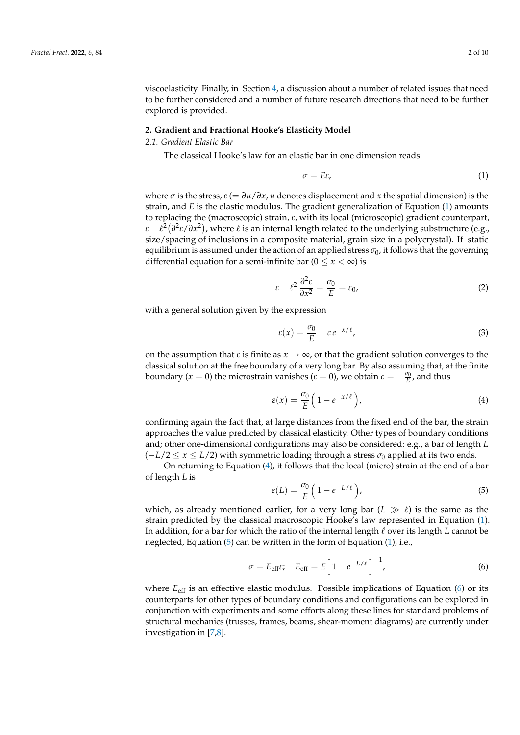viscoelasticity. Finally, in Section 4, a discussion about a number of related issues that need to be further considered and a number of future research directions that need to be further explored is provided.

## 2. Gradient and Fractional Hooke's Elasticity Model

### *2.1. Gradient Elastic Bar*

The classical Hooke's law for an elastic bar in one dimension reads

$$\sigma = E\varepsilon, \tag{1}$$

where $\sigma$ is the stress, $\varepsilon$ ($= \partial u / \partial x$, $u$ denotes displacement and $x$ the spatial dimension) is the strain, and $E$ is the elastic modulus. The gradient generalization of Equation (1) amounts to replacing the (macroscopic) strain, $\varepsilon$, with its local (microscopic) gradient counterpart, $\varepsilon - \ell^2 (\partial^2 \varepsilon / \partial x^2)$, where $\ell$ is an internal length related to the underlying substructure (e.g., size/spacing of inclusions in a composite material, grain size in a polycrystal). If static equilibrium is assumed under the action of an applied stress $\sigma_0$, it follows that the governing differential equation for a semi-infinite bar ($0 \le x < \infty$) is

$$\varepsilon - \ell^2 \frac{\partial^2 \varepsilon}{\partial x^2} = \frac{\sigma_0}{E} = \varepsilon_0, \tag{2}$$

with a general solution given by the expression

$$\varepsilon(x) = \frac{\sigma_0}{E} + c\, e^{-x/\ell}, \tag{3}$$

on the assumption that $\varepsilon$ is finite as $x \to \infty$, or that the gradient solution converges to the classical solution at the free boundary of a very long bar. By also assuming that, at the finite boundary ($x = 0$) the microstrain vanishes ($\varepsilon = 0$), we obtain $c = -\frac{\sigma_0}{E}$, and thus

$$\varepsilon(x) = \frac{\sigma_0}{E}\Big(1 - e^{-x/\ell}\Big), \tag{4}$$

confirming again the fact that, at large distances from the fixed end of the bar, the strain approaches the value predicted by classical elasticity. Other types of boundary conditions and; other one-dimensional configurations may also be considered: e.g., a bar of length $L$ ($-L/2 \le x \le L/2$) with symmetric loading through a stress $\sigma_0$ applied at its two ends.

On returning to Equation (4), it follows that the local (micro) strain at the end of a bar of length $L$ is

$$\varepsilon(L) = \frac{\sigma_0}{E}\Big(1 - e^{-L/\ell}\Big), \tag{5}$$

which, as already mentioned earlier, for a very long bar ($L \gg \ell$) is the same as the strain predicted by the classical macroscopic Hooke's law represented in Equation (1). In addition, for a bar for which the ratio of the internal length $\ell$ over its length $L$ cannot be neglected, Equation (5) can be written in the form of Equation (1), i.e.,

$$\sigma = E_{\text{eff}}\varepsilon; \quad E_{\text{eff}} = E\Big[1 - e^{-L/\ell}\Big]^{-1}, \tag{6}$$

where $E_{\text{eff}}$ is an effective elastic modulus. Possible implications of Equation (6) or its counterparts for other types of boundary conditions and configurations can be explored in conjunction with experiments and some efforts along these lines for standard problems of structural mechanics (trusses, frames, beams, shear-moment diagrams) are currently under investigation in [7,8].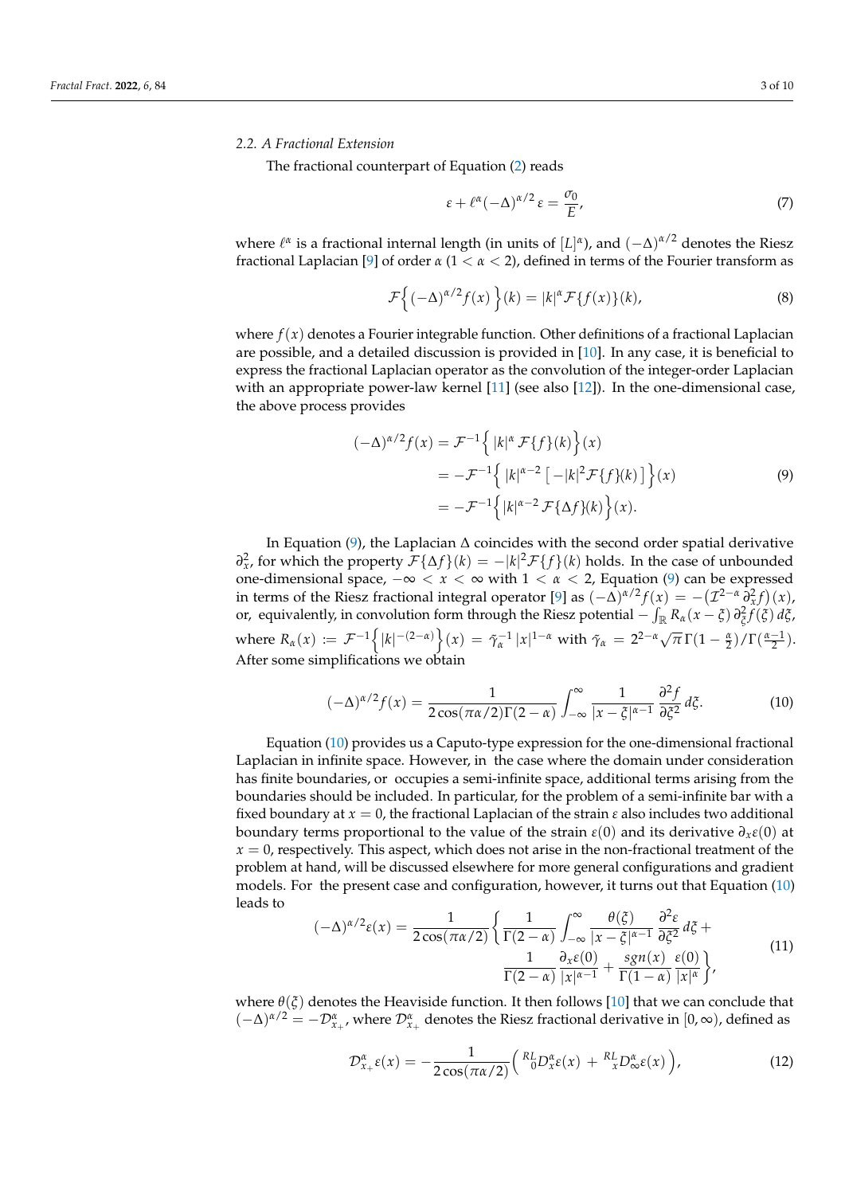### 2.2. A Fractional Extension

The fractional counterpart of Equation (2) reads

$$\varepsilon + \ell^\alpha (-\Delta)^{\alpha/2}\, \varepsilon = \frac{\sigma_0}{E}, \tag{7}$$

where $\ell^\alpha$ is a fractional internal length (in units of $[L]^\alpha$), and $(-\Delta)^{\alpha/2}$ denotes the Riesz fractional Laplacian [9] of order $\alpha$ ($1 < \alpha < 2$), defined in terms of the Fourier transform as

$$\mathcal{F}\Big\{ (-\Delta)^{\alpha/2} f(x) \Big\}(k) = |k|^\alpha \mathcal{F}\{f(x)\}(k), \tag{8}$$

where $f(x)$ denotes a Fourier integrable function. Other definitions of a fractional Laplacian are possible, and a detailed discussion is provided in [10]. In any case, it is beneficial to express the fractional Laplacian operator as the convolution of the integer-order Laplacian with an appropriate power-law kernel [11] (see also [12]). In the one-dimensional case, the above process provides

$$\begin{aligned}
(-\Delta)^{\alpha/2} f(x) &= \mathcal{F}^{-1}\Big\{ |k|^\alpha \, \mathcal{F}\{f\}(k) \Big\}(x) \\
&= -\mathcal{F}^{-1}\Big\{ |k|^{\alpha-2} \left[ -|k|^2 \mathcal{F}\{f\}(k) \right] \Big\}(x) \\
&= -\mathcal{F}^{-1}\Big\{ |k|^{\alpha-2} \, \mathcal{F}\{\Delta f\}(k) \Big\}(x).
\end{aligned} \tag{9}$$

In Equation (9), the Laplacian $\Delta$ coincides with the second order spatial derivative $\partial_x^2$, for which the property $\mathcal{F}\{\Delta f\}(k) = -|k|^2 \mathcal{F}\{f\}(k)$ holds. In the case of unbounded one-dimensional space, $-\infty < x < \infty$ with $1 < \alpha < 2$, Equation (9) can be expressed in terms of the Riesz fractional integral operator [9] as $(-\Delta)^{\alpha/2} f(x) = -\big(\mathcal{I}^{2-\alpha}\, \partial_x^2 f\big)(x)$, or, equivalently, in convolution form through the Riesz potential $-\int_{\mathbb{R}} R_\alpha(x-\xi)\, \partial_\xi^2 f(\xi)\, d\xi$, where $R_\alpha(x) := \mathcal{F}^{-1}\Big\{ |k|^{-(2-\alpha)} \Big\}(x) = \tilde{\gamma}_\alpha^{-1}\, |x|^{1-\alpha}$ with $\tilde{\gamma}_\alpha = 2^{2-\alpha}\sqrt{\pi}\, \Gamma(1-\frac{\alpha}{2})/\Gamma(\frac{\alpha-1}{2})$. After some simplifications we obtain

$$(-\Delta)^{\alpha/2} f(x) = \frac{1}{2\cos(\pi\alpha/2)\Gamma(2-\alpha)} \int_{-\infty}^{\infty} \frac{1}{|x-\xi|^{\alpha-1}} \frac{\partial^2 f}{\partial \xi^2}\, d\xi. \tag{10}$$

Equation (10) provides us a Caputo-type expression for the one-dimensional fractional Laplacian in infinite space. However, in the case where the domain under consideration has finite boundaries, or occupies a semi-infinite space, additional terms arising from the boundaries should be included. In particular, for the problem of a semi-infinite bar with a fixed boundary at $x = 0$, the fractional Laplacian of the strain $\varepsilon$ also includes two additional boundary terms proportional to the value of the strain $\varepsilon(0)$ and its derivative $\partial_x \varepsilon(0)$ at $x = 0$, respectively. This aspect, which does not arise in the non-fractional treatment of the problem at hand, will be discussed elsewhere for more general configurations and gradient models. For the present case and configuration, however, it turns out that Equation (10) leads to

$$\begin{aligned}
(-\Delta)^{\alpha/2} \varepsilon(x) = \frac{1}{2\cos(\pi\alpha/2)} \Bigg\{ & \frac{1}{\Gamma(2-\alpha)} \int_{-\infty}^{\infty} \frac{\theta(\xi)}{|x-\xi|^{\alpha-1}} \frac{\partial^2 \varepsilon}{\partial \xi^2}\, d\xi + \\
& \frac{1}{\Gamma(2-\alpha)} \frac{\partial_x \varepsilon(0)}{|x|^{\alpha-1}} + \frac{sgn(x)}{\Gamma(1-\alpha)} \frac{\varepsilon(0)}{|x|^\alpha} \Bigg\},
\end{aligned} \tag{11}$$

where $\theta(\xi)$ denotes the Heaviside function. It then follows [10] that we can conclude that $(-\Delta)^{\alpha/2} = -\mathcal{D}^\alpha_{x_+}$, where $\mathcal{D}^\alpha_{x_+}$ denotes the Riesz fractional derivative in $[0, \infty)$, defined as

$$\mathcal{D}^\alpha_{x_+} \varepsilon(x) = -\frac{1}{2\cos(\pi\alpha/2)} \Big( {}^{RL}_{\ 0}D^\alpha_x \varepsilon(x) \;+\; {}^{RL}_{\ x}D^\alpha_\infty \varepsilon(x) \Big), \tag{12}$$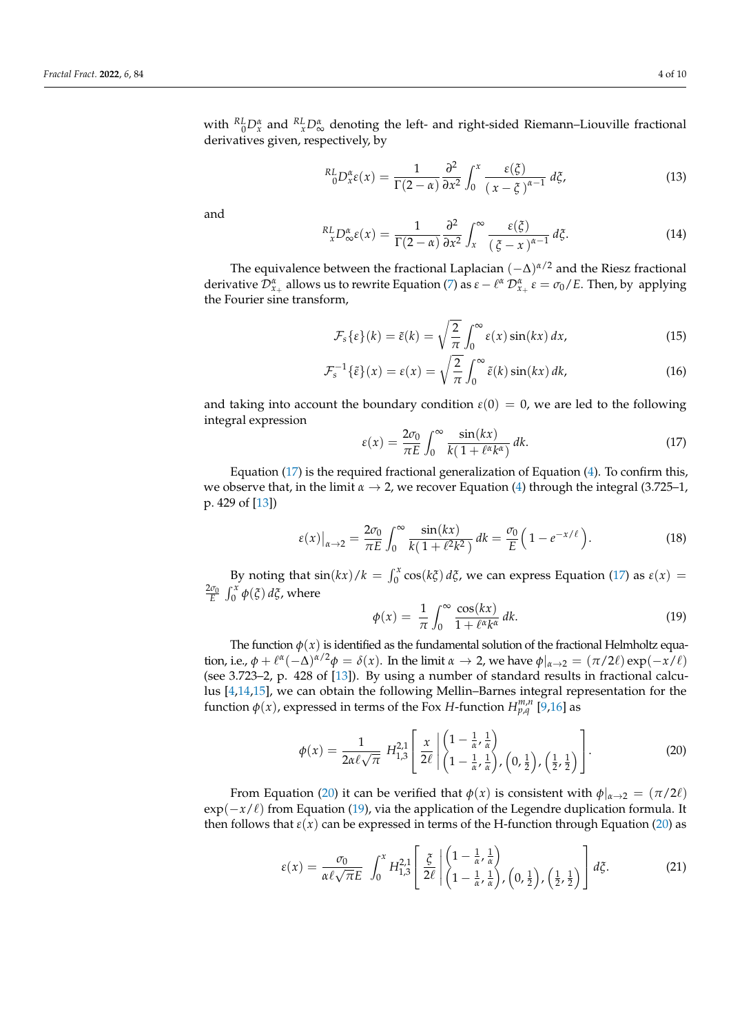with ${}^{RL}_{\ 0}D^{\alpha}_{x}$ and ${}^{RL}_{\ x}D^{\alpha}_{\infty}$ denoting the left- and right-sided Riemann–Liouville fractional derivatives given, respectively, by

$$
{}^{RL}_{\ 0}D^{\alpha}_{x}\varepsilon(x) = \frac{1}{\Gamma(2-\alpha)} \frac{\partial^2}{\partial x^2} \int_0^x \frac{\varepsilon(\xi)}{(\,x-\xi\,)^{\alpha-1}}\, d\xi, \tag{13}
$$

and

$$
{}^{RL}_{\ x}D^{\alpha}_{\infty}\varepsilon(x) = \frac{1}{\Gamma(2-\alpha)} \frac{\partial^2}{\partial x^2} \int_x^\infty \frac{\varepsilon(\xi)}{(\,\xi-x\,)^{\alpha-1}}\, d\xi. \tag{14}
$$

The equivalence between the fractional Laplacian $(-\Delta)^{\alpha/2}$ and the Riesz fractional derivative $\mathcal{D}^{\alpha}_{x_+}$ allows us to rewrite Equation (7) as $\varepsilon - \ell^{\alpha}\,\mathcal{D}^{\alpha}_{x_+}\,\varepsilon = \sigma_0/E$. Then, by applying the Fourier sine transform,

$$
\mathcal{F}_s\{\varepsilon\}(k) = \tilde{\varepsilon}(k) = \sqrt{\frac{2}{\pi}} \int_0^\infty \varepsilon(x) \sin(kx)\, dx, \tag{15}
$$

$$
\mathcal{F}_s^{-1}\{\tilde{\varepsilon}\}(x) = \varepsilon(x) = \sqrt{\frac{2}{\pi}} \int_0^\infty \tilde{\varepsilon}(k) \sin(kx)\, dk, \tag{16}
$$

and taking into account the boundary condition $\varepsilon(0) = 0$, we are led to the following integral expression

$$
\varepsilon(x) = \frac{2\sigma_0}{\pi E} \int_0^\infty \frac{\sin(kx)}{k(\,1+\ell^{\alpha}k^{\alpha})}\, dk. \tag{17}
$$

Equation (17) is the required fractional generalization of Equation (4). To confirm this, we observe that, in the limit $\alpha \to 2$, we recover Equation (4) through the integral (3.725–1, p. 429 of [13])

$$
\varepsilon(x)\big|_{\alpha\to 2} = \frac{2\sigma_0}{\pi E} \int_0^\infty \frac{\sin(kx)}{k(\,1+\ell^2k^2\,)}\, dk = \frac{\sigma_0}{E}\Big(\,1 - e^{-x/\ell}\Big). \tag{18}
$$

By noting that $\sin(kx)/k = \int_0^x \cos(k\xi)\, d\xi$, we can express Equation (17) as $\varepsilon(x) = \frac{2\sigma_0}{E} \int_0^x \phi(\xi)\, d\xi$, where

$$
\phi(x) = \frac{1}{\pi} \int_0^\infty \frac{\cos(kx)}{1+\ell^{\alpha}k^{\alpha}}\, dk. \tag{19}
$$

The function $\phi(x)$ is identified as the fundamental solution of the fractional Helmholtz equation, i.e., $\phi + \ell^{\alpha}(-\Delta)^{\alpha/2}\phi = \delta(x)$. In the limit $\alpha \to 2$, we have $\phi|_{\alpha\to 2} = (\pi/2\ell)\exp(-x/\ell)$ (see 3.723–2, p. 428 of [13]). By using a number of standard results in fractional calculus [4,14,15], we can obtain the following Mellin–Barnes integral representation for the function $\phi(x)$, expressed in terms of the Fox $H$-function $H^{m,n}_{p,q}$ [9,16] as

$$
\phi(x) = \frac{1}{2\alpha\ell\sqrt{\pi}}\; H^{2,1}_{1,3}\left[\, \frac{x}{2\ell} \;\middle|\; \begin{matrix} \left(1-\frac{1}{\alpha}, \frac{1}{\alpha}\right) \\ \left(1-\frac{1}{\alpha}, \frac{1}{\alpha}\right), \left(0, \frac{1}{2}\right), \left(\frac{1}{2}, \frac{1}{2}\right) \end{matrix} \,\right]. \tag{20}
$$

From Equation (20) it can be verified that $\phi(x)$ is consistent with $\phi|_{\alpha\to 2} = (\pi/2\ell)\exp(-x/\ell)$ from Equation (19), via the application of the Legendre duplication formula. It then follows that $\varepsilon(x)$ can be expressed in terms of the H-function through Equation (20) as

$$
\varepsilon(x) = \frac{\sigma_0}{\alpha\ell\sqrt{\pi}E} \int_0^x H^{2,1}_{1,3}\left[\, \frac{\xi}{2\ell} \;\middle|\; \begin{matrix} \left(1-\frac{1}{\alpha}, \frac{1}{\alpha}\right) \\ \left(1-\frac{1}{\alpha}, \frac{1}{\alpha}\right), \left(0, \frac{1}{2}\right), \left(\frac{1}{2}, \frac{1}{2}\right) \end{matrix} \,\right] d\xi. \tag{21}
$$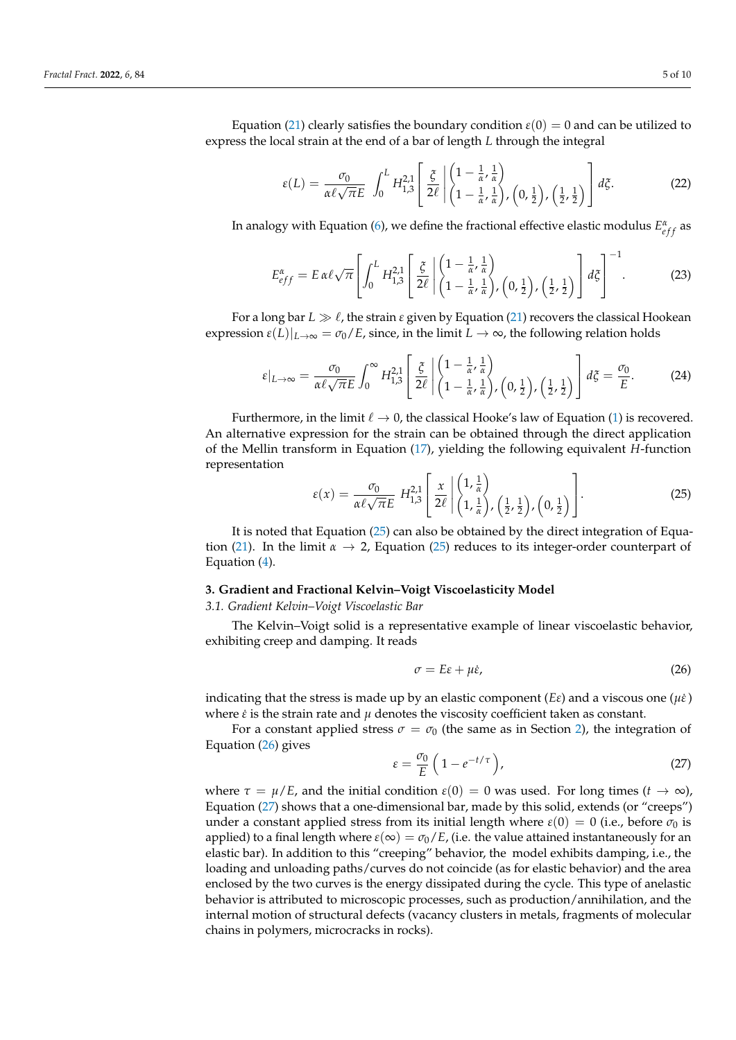Equation (21) clearly satisfies the boundary condition $\varepsilon(0) = 0$ and can be utilized to express the local strain at the end of a bar of length $L$ through the integral

$$\varepsilon(L) = \frac{\sigma_0}{\alpha \ell \sqrt{\pi} E} \int_0^L H_{1,3}^{2,1}\left[ \frac{\xi}{2\ell} \left| \begin{matrix} \left(1-\frac{1}{\alpha}, \frac{1}{\alpha}\right) \\ \left(1-\frac{1}{\alpha}, \frac{1}{\alpha}\right), \left(0, \frac{1}{2}\right), \left(\frac{1}{2}, \frac{1}{2}\right) \end{matrix} \right. \right] d\xi. \tag{22}$$

In analogy with Equation (6), we define the fractional effective elastic modulus $E^{\alpha}_{eff}$ as

$$E^{\alpha}_{eff} = E\,\alpha \ell \sqrt{\pi} \left[ \int_0^L H_{1,3}^{2,1}\left[ \frac{\xi}{2\ell} \left| \begin{matrix} \left(1-\frac{1}{\alpha}, \frac{1}{\alpha}\right) \\ \left(1-\frac{1}{\alpha}, \frac{1}{\alpha}\right), \left(0, \frac{1}{2}\right), \left(\frac{1}{2}, \frac{1}{2}\right) \end{matrix} \right. \right] d\xi \right]^{-1}. \tag{23}$$

For a long bar $L \gg \ell$, the strain $\varepsilon$ given by Equation (21) recovers the classical Hookean expression $\varepsilon(L)|_{L\to\infty} = \sigma_0/E$, since, in the limit $L \to \infty$, the following relation holds

$$\varepsilon|_{L\to\infty} = \frac{\sigma_0}{\alpha \ell \sqrt{\pi} E} \int_0^\infty H_{1,3}^{2,1}\left[ \frac{\xi}{2\ell} \left| \begin{matrix} \left(1-\frac{1}{\alpha}, \frac{1}{\alpha}\right) \\ \left(1-\frac{1}{\alpha}, \frac{1}{\alpha}\right), \left(0, \frac{1}{2}\right), \left(\frac{1}{2}, \frac{1}{2}\right) \end{matrix} \right. \right] d\xi = \frac{\sigma_0}{E}. \tag{24}$$

Furthermore, in the limit $\ell \to 0$, the classical Hooke's law of Equation (1) is recovered. An alternative expression for the strain can be obtained through the direct application of the Mellin transform in Equation (17), yielding the following equivalent $H$-function representation

$$\varepsilon(x) = \frac{\sigma_0}{\alpha \ell \sqrt{\pi} E}\ H_{1,3}^{2,1}\left[ \frac{x}{2\ell} \left| \begin{matrix} \left(1, \frac{1}{\alpha}\right) \\ \left(1, \frac{1}{\alpha}\right), \left(\frac{1}{2}, \frac{1}{2}\right), \left(0, \frac{1}{2}\right) \end{matrix} \right. \right]. \tag{25}$$

It is noted that Equation (25) can also be obtained by the direct integration of Equation (21). In the limit $\alpha \to 2$, Equation (25) reduces to its integer-order counterpart of Equation (4).

## 3. Gradient and Fractional Kelvin–Voigt Viscoelasticity Model

### *3.1. Gradient Kelvin–Voigt Viscoelastic Bar*

The Kelvin–Voigt solid is a representative example of linear viscoelastic behavior, exhibiting creep and damping. It reads

$$\sigma = E\varepsilon + \mu\dot{\varepsilon}, \tag{26}$$

indicating that the stress is made up by an elastic component ($E\varepsilon$) and a viscous one ($\mu\dot{\varepsilon}$) where $\dot{\varepsilon}$ is the strain rate and $\mu$ denotes the viscosity coefficient taken as constant.

For a constant applied stress $\sigma = \sigma_0$ (the same as in Section 2), the integration of Equation (26) gives

$$\varepsilon = \frac{\sigma_0}{E}\left(1 - e^{-t/\tau}\right), \tag{27}$$

where $\tau = \mu/E$, and the initial condition $\varepsilon(0) = 0$ was used. For long times ($t \to \infty$), Equation (27) shows that a one-dimensional bar, made by this solid, extends (or "creeps") under a constant applied stress from its initial length where $\varepsilon(0) = 0$ (i.e., before $\sigma_0$ is applied) to a final length where $\varepsilon(\infty) = \sigma_0/E$, (i.e. the value attained instantaneously for an elastic bar). In addition to this "creeping" behavior, the model exhibits damping, i.e., the loading and unloading paths/curves do not coincide (as for elastic behavior) and the area enclosed by the two curves is the energy dissipated during the cycle. This type of anelastic behavior is attributed to microscopic processes, such as production/annihilation, and the internal motion of structural defects (vacancy clusters in metals, fragments of molecular chains in polymers, microcracks in rocks).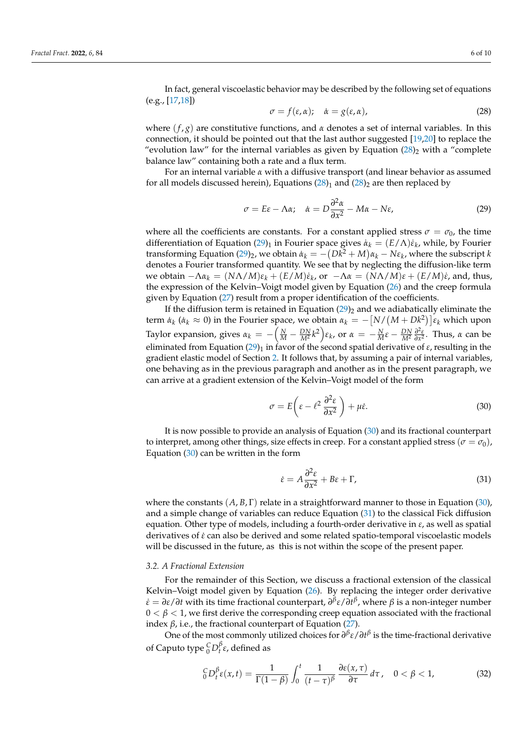In fact, general viscoelastic behavior may be described by the following set of equations (e.g., [17,18])

$$\sigma = f(\varepsilon, \alpha); \quad \dot{\alpha} = g(\varepsilon, \alpha), \tag{28}$$

where $(f, g)$ are constitutive functions, and $\alpha$ denotes a set of internal variables. In this connection, it should be pointed out that the last author suggested [19,20] to replace the "evolution law" for the internal variables as given by Equation $(28)_2$ with a "complete balance law" containing both a rate and a flux term.

For an internal variable $\alpha$ with a diffusive transport (and linear behavior as assumed for all models discussed herein), Equations $(28)_1$ and $(28)_2$ are then replaced by

$$\sigma = E\varepsilon - \Lambda\alpha; \quad \dot{\alpha} = D\frac{\partial^2 \alpha}{\partial x^2} - M\alpha - N\varepsilon, \tag{29}$$

where all the coefficients are constants. For a constant applied stress $\sigma = \sigma_0$, the time differentiation of Equation $(29)_1$ in Fourier space gives $\dot{\alpha}_k = (E/\Lambda)\dot{\varepsilon}_k$, while, by Fourier transforming Equation $(29)_2$, we obtain $\dot{\alpha}_k = -(Dk^2 + M)\alpha_k - N\varepsilon_k$, where the subscript $k$ denotes a Fourier transformed quantity. We see that by neglecting the diffusion-like term we obtain $-\Lambda\alpha_k = (N\Lambda/M)\varepsilon_k + (E/M)\dot{\varepsilon}_k$, or $-\Lambda\alpha = (N\Lambda/M)\varepsilon + (E/M)\dot{\varepsilon}$, and, thus, the expression of the Kelvin–Voigt model given by Equation (26) and the creep formula given by Equation (27) result from a proper identification of the coefficients.

If the diffusion term is retained in Equation $(29)_2$ and we adiabatically eliminate the term $\dot{\alpha}_k$ ($\dot{\alpha}_k \approx 0$) in the Fourier space, we obtain $\alpha_k = -\left[N/(M + Dk^2)\right]\varepsilon_k$ which upon Taylor expansion, gives $\alpha_k = -\left(\frac{N}{M} - \frac{DN}{M^2}k^2\right)\varepsilon_k$, or $\alpha = -\frac{N}{M}\varepsilon - \frac{DN}{M^2}\frac{\partial^2 \varepsilon}{\partial x^2}$. Thus, $\alpha$ can be eliminated from Equation $(29)_1$ in favor of the second spatial derivative of $\varepsilon$, resulting in the gradient elastic model of Section 2. It follows that, by assuming a pair of internal variables, one behaving as in the previous paragraph and another as in the present paragraph, we can arrive at a gradient extension of the Kelvin–Voigt model of the form

$$\sigma = E\left(\varepsilon - \ell^2\frac{\partial^2 \varepsilon}{\partial x^2}\right) + \mu\dot{\varepsilon}. \tag{30}$$

It is now possible to provide an analysis of Equation (30) and its fractional counterpart to interpret, among other things, size effects in creep. For a constant applied stress $(\sigma = \sigma_0)$, Equation (30) can be written in the form

$$\dot{\varepsilon} = A\frac{\partial^2 \varepsilon}{\partial x^2} + B\varepsilon + \Gamma, \tag{31}$$

where the constants $(A, B, \Gamma)$ relate in a straightforward manner to those in Equation (30), and a simple change of variables can reduce Equation (31) to the classical Fick diffusion equation. Other type of models, including a fourth-order derivative in $\varepsilon$, as well as spatial derivatives of $\dot{\varepsilon}$ can also be derived and some related spatio-temporal viscoelastic models will be discussed in the future, as this is not within the scope of the present paper.

### 3.2. A Fractional Extension

For the remainder of this Section, we discuss a fractional extension of the classical Kelvin–Voigt model given by Equation (26). By replacing the integer order derivative $\dot{\varepsilon} = \partial\varepsilon/\partial t$ with its time fractional counterpart, $\partial^\beta \varepsilon/\partial t^\beta$, where $\beta$ is a non-integer number $0 < \beta < 1$, we first derive the corresponding creep equation associated with the fractional index $\beta$, i.e., the fractional counterpart of Equation (27).

One of the most commonly utilized choices for $\partial^\beta \varepsilon/\partial t^\beta$ is the time-fractional derivative of Caputo type ${}_0^C D_t^\beta \varepsilon$, defined as

$${}_0^C D_t^\beta \varepsilon(x,t) = \frac{1}{\Gamma(1-\beta)}\int_0^t \frac{1}{(t-\tau)^\beta}\frac{\partial \varepsilon(x,\tau)}{\partial \tau}\,d\tau, \quad 0 < \beta < 1, \tag{32}$$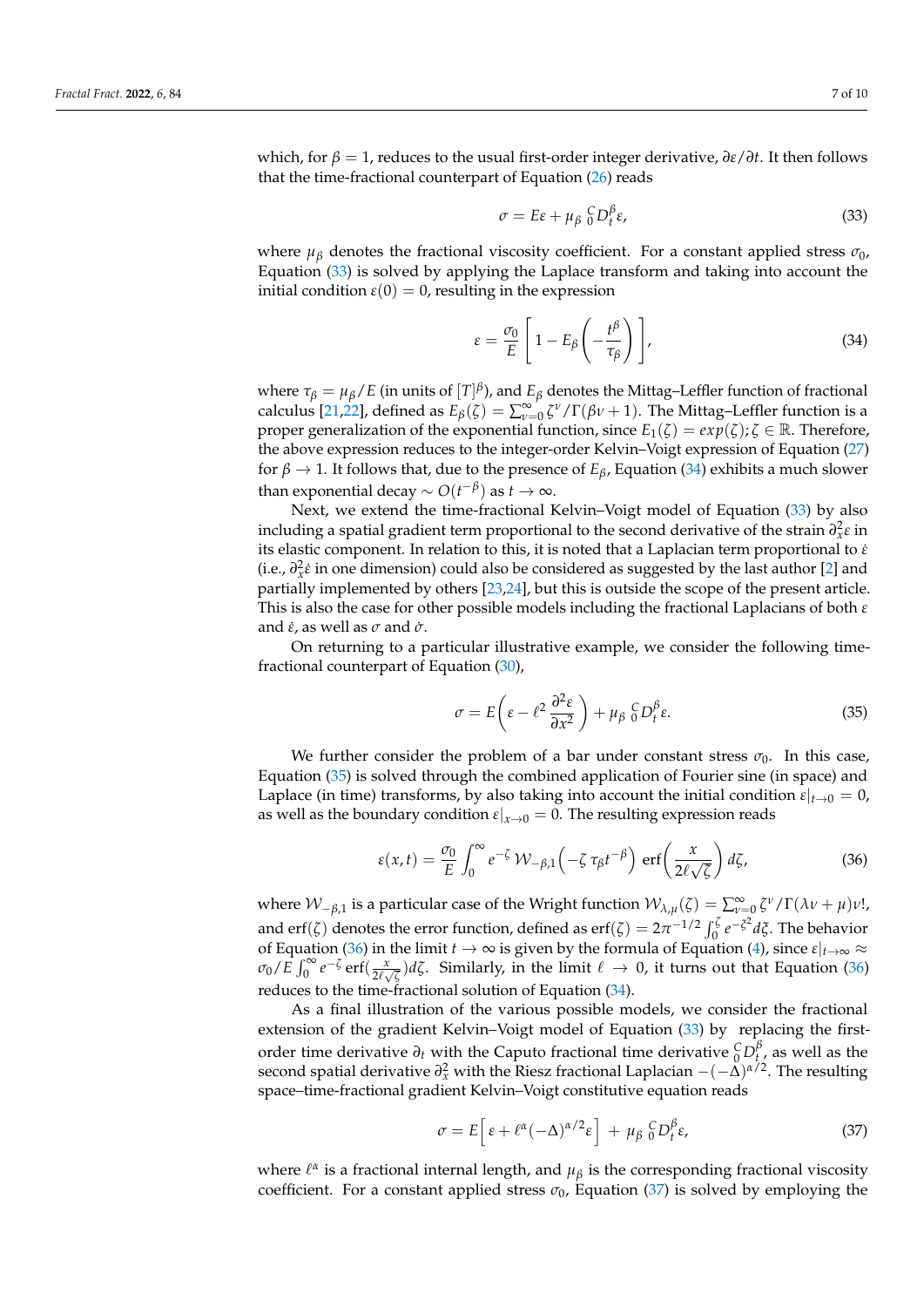which, for $\beta = 1$, reduces to the usual first-order integer derivative, $\partial\varepsilon/\partial t$. It then follows that the time-fractional counterpart of Equation (26) reads

$$\sigma = E\varepsilon + \mu_\beta \, {}_0^C D_t^\beta \varepsilon, \tag{33}$$

where $\mu_\beta$ denotes the fractional viscosity coefficient. For a constant applied stress $\sigma_0$, Equation (33) is solved by applying the Laplace transform and taking into account the initial condition $\varepsilon(0) = 0$, resulting in the expression

$$\varepsilon = \frac{\sigma_0}{E}\left[1 - E_\beta\left(-\frac{t^\beta}{\tau_\beta}\right)\right], \tag{34}$$

where $\tau_\beta = \mu_\beta / E$ (in units of $[T]^\beta$), and $E_\beta$ denotes the Mittag–Leffler function of fractional calculus [21,22], defined as $E_\beta(\zeta) = \sum_{\nu=0}^{\infty} \zeta^\nu / \Gamma(\beta\nu + 1)$. The Mittag–Leffler function is a proper generalization of the exponential function, since $E_1(\zeta) = exp(\zeta); \zeta \in \mathbb{R}$. Therefore, the above expression reduces to the integer-order Kelvin–Voigt expression of Equation (27) for $\beta \to 1$. It follows that, due to the presence of $E_\beta$, Equation (34) exhibits a much slower than exponential decay $\sim O(t^{-\beta})$ as $t \to \infty$.

Next, we extend the time-fractional Kelvin–Voigt model of Equation (33) by also including a spatial gradient term proportional to the second derivative of the strain $\partial_x^2 \varepsilon$ in its elastic component. In relation to this, it is noted that a Laplacian term proportional to $\dot{\varepsilon}$ (i.e., $\partial_x^2 \dot{\varepsilon}$ in one dimension) could also be considered as suggested by the last author [2] and partially implemented by others [23,24], but this is outside the scope of the present article. This is also the case for other possible models including the fractional Laplacians of both $\varepsilon$ and $\dot{\varepsilon}$, as well as $\sigma$ and $\dot{\sigma}$.

On returning to a particular illustrative example, we consider the following time-fractional counterpart of Equation (30),

$$\sigma = E\left(\varepsilon - \ell^2 \frac{\partial^2 \varepsilon}{\partial x^2}\right) + \mu_\beta \, {}_0^C D_t^\beta \varepsilon. \tag{35}$$

We further consider the problem of a bar under constant stress $\sigma_0$. In this case, Equation (35) is solved through the combined application of Fourier sine (in space) and Laplace (in time) transforms, by also taking into account the initial condition $\varepsilon|_{t\to 0} = 0$, as well as the boundary condition $\varepsilon|_{x\to 0} = 0$. The resulting expression reads

$$\varepsilon(x,t) = \frac{\sigma_0}{E} \int_0^\infty e^{-\zeta} \, \mathcal{W}_{-\beta,1}\left(-\zeta \, \tau_\beta t^{-\beta}\right) \, \mathrm{erf}\left(\frac{x}{2\ell\sqrt{\zeta}}\right) d\zeta, \tag{36}$$

where $\mathcal{W}_{-\beta,1}$ is a particular case of the Wright function $\mathcal{W}_{\lambda,\mu}(\zeta) = \sum_{\nu=0}^{\infty} \zeta^\nu / \Gamma(\lambda\nu + \mu)\nu!$, and $\mathrm{erf}(\zeta)$ denotes the error function, defined as $\mathrm{erf}(\zeta) = 2\pi^{-1/2} \int_0^\zeta e^{-\xi^2} d\xi$. The behavior of Equation (36) in the limit $t \to \infty$ is given by the formula of Equation (4), since $\varepsilon|_{t\to\infty} \approx \sigma_0/E \int_0^\infty e^{-\zeta} \, \mathrm{erf}(\frac{x}{2\ell\sqrt{\zeta}}) d\zeta$. Similarly, in the limit $\ell \to 0$, it turns out that Equation (36) reduces to the time-fractional solution of Equation (34).

As a final illustration of the various possible models, we consider the fractional extension of the gradient Kelvin–Voigt model of Equation (33) by replacing the first-order time derivative $\partial_t$ with the Caputo fractional time derivative ${}_0^C D_t^\beta$, as well as the second spatial derivative $\partial_x^2$ with the Riesz fractional Laplacian $-(-\Delta)^{\alpha/2}$. The resulting space–time-fractional gradient Kelvin–Voigt constitutive equation reads

$$\sigma = E\Big[\, \varepsilon + \ell^\alpha (-\Delta)^{\alpha/2} \varepsilon \Big] \, + \, \mu_\beta \, {}_0^C D_t^\beta \varepsilon, \tag{37}$$

where $\ell^\alpha$ is a fractional internal length, and $\mu_\beta$ is the corresponding fractional viscosity coefficient. For a constant applied stress $\sigma_0$, Equation (37) is solved by employing the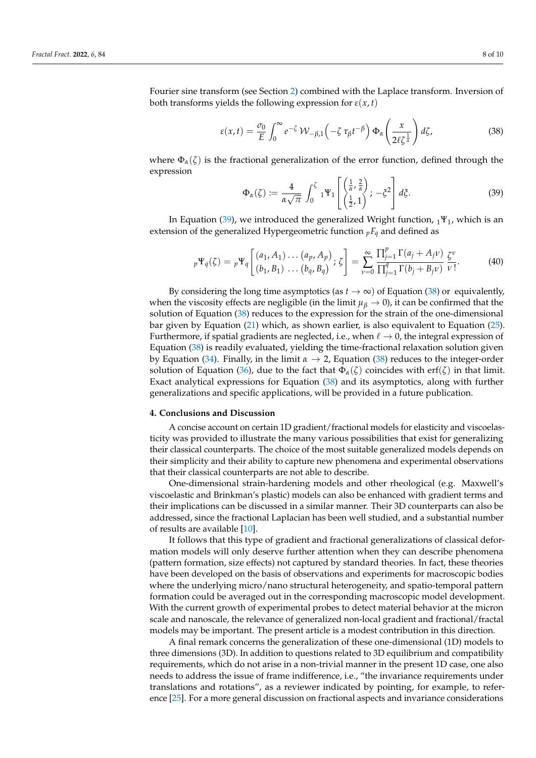Fourier sine transform (see Section 2) combined with the Laplace transform. Inversion of both transforms yields the following expression for $\varepsilon(x,t)$

$$\varepsilon(x,t) = \frac{\sigma_0}{E}\int_0^\infty e^{-\zeta}\,\mathcal{W}_{-\beta,1}\Big(-\zeta\,\tau_\beta t^{-\beta}\Big)\,\Phi_\alpha\left(\frac{x}{2\ell\zeta^{\frac{1}{\alpha}}}\right)d\zeta, \tag{38}$$

where $\Phi_\alpha(\zeta)$ is the fractional generalization of the error function, defined through the expression

$$\Phi_\alpha(\zeta) := \frac{4}{\alpha\sqrt{\pi}}\int_0^\zeta {}_1\Psi_1\left[\begin{matrix}\left(\frac{1}{\alpha},\frac{2}{\alpha}\right)\\ \left(\frac{1}{2},1\right)\end{matrix};\,-\xi^2\right]d\xi. \tag{39}$$

In Equation (39), we introduced the generalized Wright function, ${}_1\Psi_1$, which is an extension of the generalized Hypergeometric function ${}_pF_q$ and defined as

$${}_p\Psi_q(\zeta) = {}_p\Psi_q\left[\begin{matrix}(a_1,A_1)\ldots(a_p,A_p)\\(b_1,B_1)\;\ldots(b_q,B_q)\end{matrix};\,\zeta\right] = \sum_{\nu=0}^\infty \frac{\prod_{j=1}^p\Gamma(a_j+A_j\nu)}{\prod_{j=1}^q\Gamma(b_j+B_j\nu)}\,\frac{\zeta^\nu}{\nu\,!}. \tag{40}$$

By considering the long time asymptotics (as $t\to\infty$) of Equation (38) or equivalently, when the viscosity effects are negligible (in the limit $\mu_\beta\to 0$), it can be confirmed that the solution of Equation (38) reduces to the expression for the strain of the one-dimensional bar given by Equation (21) which, as shown earlier, is also equivalent to Equation (25). Furthermore, if spatial gradients are neglected, i.e., when $\ell\to 0$, the integral expression of Equation (38) is readily evaluated, yielding the time-fractional relaxation solution given by Equation (34). Finally, in the limit $\alpha\to 2$, Equation (38) reduces to the integer-order solution of Equation (36), due to the fact that $\Phi_\alpha(\zeta)$ coincides with $\mathrm{erf}(\zeta)$ in that limit. Exact analytical expressions for Equation (38) and its asymptotics, along with further generalizations and specific applications, will be provided in a future publication.

## 4. Conclusions and Discussion

A concise account on certain 1D gradient/fractional models for elasticity and viscoelasticity was provided to illustrate the many various possibilities that exist for generalizing their classical counterparts. The choice of the most suitable generalized models depends on their simplicity and their ability to capture new phenomena and experimental observations that their classical counterparts are not able to describe.

One-dimensional strain-hardening models and other rheological (e.g. Maxwell's viscoelastic and Brinkman's plastic) models can also be enhanced with gradient terms and their implications can be discussed in a similar manner. Their 3D counterparts can also be addressed, since the fractional Laplacian has been well studied, and a substantial number of results are available [10].

It follows that this type of gradient and fractional generalizations of classical deformation models will only deserve further attention when they can describe phenomena (pattern formation, size effects) not captured by standard theories. In fact, these theories have been developed on the basis of observations and experiments for macroscopic bodies where the underlying micro/nano structural heterogeneity, and spatio-temporal pattern formation could be averaged out in the corresponding macroscopic model development. With the current growth of experimental probes to detect material behavior at the micron scale and nanoscale, the relevance of generalized non-local gradient and fractional/fractal models may be important. The present article is a modest contribution in this direction.

A final remark concerns the generalization of these one-dimensional (1D) models to three dimensions (3D). In addition to questions related to 3D equilibrium and compatibility requirements, which do not arise in a non-trivial manner in the present 1D case, one also needs to address the issue of frame indifference, i.e., "the invariance requirements under translations and rotations", as a reviewer indicated by pointing, for example, to reference [25]. For a more general discussion on fractional aspects and invariance considerations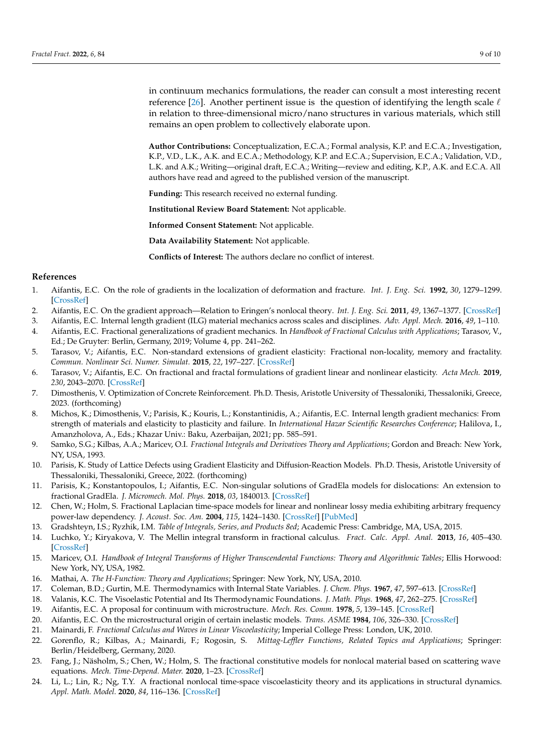in continuum mechanics formulations, the reader can consult a most interesting recent reference [26]. Another pertinent issue is the question of identifying the length scale $\ell$ in relation to three-dimensional micro/nano structures in various materials, which still remains an open problem to collectively elaborate upon.

**Author Contributions:** Conceptualization, E.C.A.; Formal analysis, K.P. and E.C.A.; Investigation, K.P., V.D., L.K., A.K. and E.C.A.; Methodology, K.P. and E.C.A.; Supervision, E.C.A.; Validation, V.D., L.K. and A.K.; Writing—original draft, E.C.A.; Writing—review and editing, K.P., A.K. and E.C.A. All authors have read and agreed to the published version of the manuscript.

**Funding:** This research received no external funding.

**Institutional Review Board Statement:** Not applicable.

**Informed Consent Statement:** Not applicable.

**Data Availability Statement:** Not applicable.

**Conflicts of Interest:** The authors declare no conflict of interest.

## References

1. Aifantis, E.C. On the role of gradients in the localization of deformation and fracture. *Int. J. Eng. Sci.* **1992**, *30*, 1279–1299. [CrossRef]
2. Aifantis, E.C. On the gradient approach—Relation to Eringen's nonlocal theory. *Int. J. Eng. Sci.* **2011**, *49*, 1367–1377. [CrossRef]
3. Aifantis, E.C. Internal length gradient (ILG) material mechanics across scales and disciplines. *Adv. Appl. Mech.* **2016**, *49*, 1–110.
4. Aifantis, E.C. Fractional generalizations of gradient mechanics. In *Handbook of Fractional Calculus with Applications*; Tarasov, V., Ed.; De Gruyter: Berlin, Germany, 2019; Volume 4, pp. 241–262.
5. Tarasov, V.; Aifantis, E.C. Non-standard extensions of gradient elasticity: Fractional non-locality, memory and fractality. *Commun. Nonlinear Sci. Numer. Simulat.* **2015**, *22*, 197–227. [CrossRef]
6. Tarasov, V.; Aifantis, E.C. On fractional and fractal formulations of gradient linear and nonlinear elasticity. *Acta Mech.* **2019**, *230*, 2043–2070. [CrossRef]
7. Dimosthenis, V. Optimization of Concrete Reinforcement. Ph.D. Thesis, Aristotle University of Thessaloniki, Thessaloniki, Greece, 2023. (forthcoming)
8. Michos, K.; Dimosthenis, V.; Parisis, K.; Kouris, L.; Konstantinidis, A.; Aifantis, E.C. Internal length gradient mechanics: From strength of materials and elasticity to plasticity and failure. In *International Hazar Scientific Researches Conference*; Halilova, I., Amanzholova, A., Eds.; Khazar Univ.: Baku, Azerbaijan, 2021; pp. 585–591.
9. Samko, S.G.; Kilbas, A.A.; Maricev, O.I. *Fractional Integrals and Derivatives Theory and Applications*; Gordon and Breach: New York, NY, USA, 1993.
10. Parisis, K. Study of Lattice Defects using Gradient Elasticity and Diffusion-Reaction Models. Ph.D. Thesis, Aristotle University of Thessaloniki, Thessaloniki, Greece, 2022. (forthcoming)
11. Parisis, K.; Konstantopoulos, I.; Aifantis, E.C. Non-singular solutions of GradEla models for dislocations: An extension to fractional GradEla. *J. Micromech. Mol. Phys.* **2018**, *03*, 1840013. [CrossRef]
12. Chen, W.; Holm, S. Fractional Laplacian time-space models for linear and nonlinear lossy media exhibiting arbitrary frequency power-law dependency. *J. Acoust. Soc. Am.* **2004**, *115*, 1424–1430. [CrossRef] [PubMed]
13. Gradshteyn, I.S.; Ryzhik, I.M. *Table of Integrals, Series, and Products 8ed*; Academic Press: Cambridge, MA, USA, 2015.
14. Luchko, Y.; Kiryakova, V. The Mellin integral transform in fractional calculus. *Fract. Calc. Appl. Anal.* **2013**, *16*, 405–430. [CrossRef]
15. Maricev, O.I. *Handbook of Integral Transforms of Higher Transcendental Functions: Theory and Algorithmic Tables*; Ellis Horwood: New York, NY, USA, 1982.
16. Mathai, A. *The H-Function: Theory and Applications*; Springer: New York, NY, USA, 2010.
17. Coleman, B.D.; Gurtin, M.E. Thermodynamics with Internal State Variables. *J. Chem. Phys.* **1967**, *47*, 597–613. [CrossRef]
18. Valanis, K.C. The Visoelastic Potential and Its Thermodynamic Foundations. *J. Math. Phys.* **1968**, *47*, 262–275. [CrossRef]
19. Aifantis, E.C. A proposal for continuum with microstructure. *Mech. Res. Comm.* **1978**, *5*, 139–145. [CrossRef]
20. Aifantis, E.C. On the microstructural origin of certain inelastic models. *Trans. ASME* **1984**, *106*, 326–330. [CrossRef]
21. Mainardi, F. *Fractional Calculus and Waves in Linear Viscoelasticity*; Imperial College Press: London, UK, 2010.
22. Gorenflo, R.; Kilbas, A.; Mainardi, F.; Rogosin, S. *Mittag-Leffler Functions, Related Topics and Applications*; Springer: Berlin/Heidelberg, Germany, 2020.
23. Fang, J.; Näsholm, S.; Chen, W.; Holm, S. The fractional constitutive models for nonlocal material based on scattering wave equations. *Mech. Time-Depend. Mater.* **2020**, 1–23. [CrossRef]
24. Li, L.; Lin, R.; Ng, T.Y. A fractional nonlocal time-space viscoelasticity theory and its applications in structural dynamics. *Appl. Math. Model.* **2020**, *84*, 116–136. [CrossRef]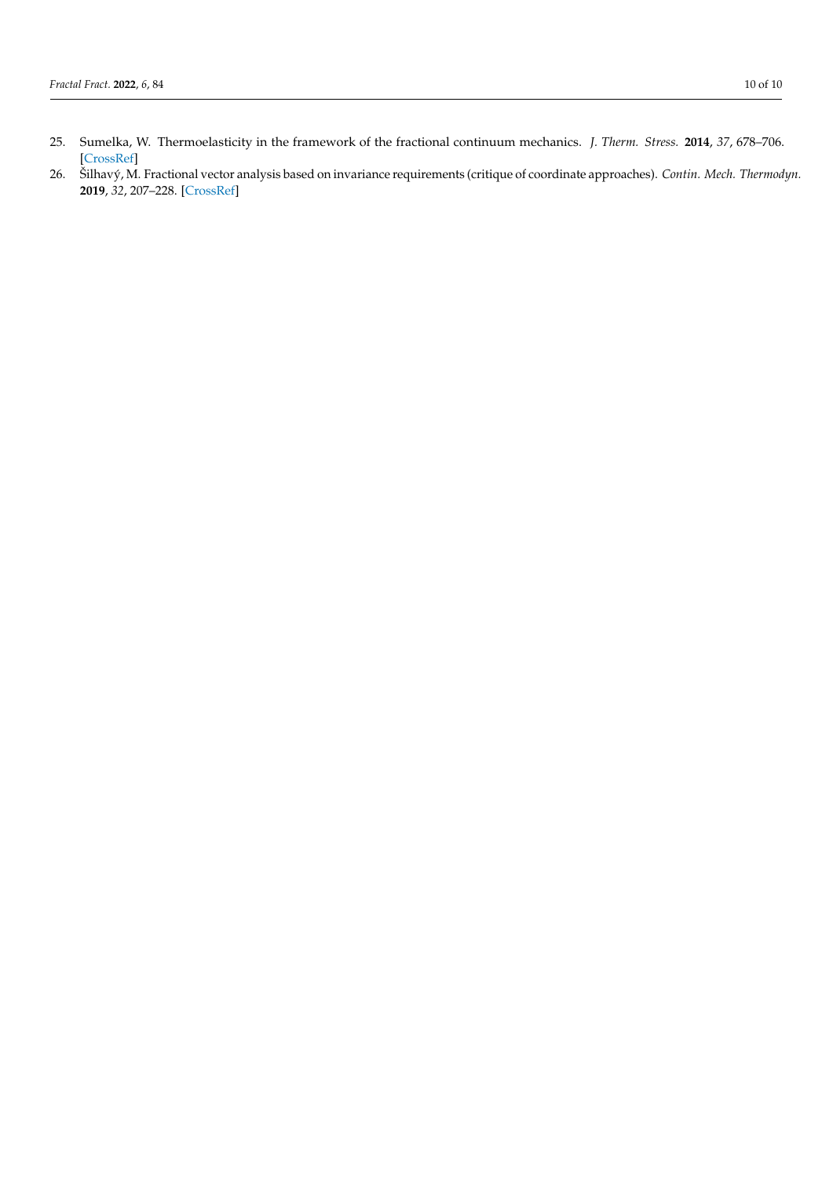25. Sumelka, W. Thermoelasticity in the framework of the fractional continuum mechanics. *J. Therm. Stress.* **2014**, *37*, 678–706. [CrossRef]
26. Šilhavý, M. Fractional vector analysis based on invariance requirements (critique of coordinate approaches). *Contin. Mech. Thermodyn.* **2019**, *32*, 207–228. [CrossRef]